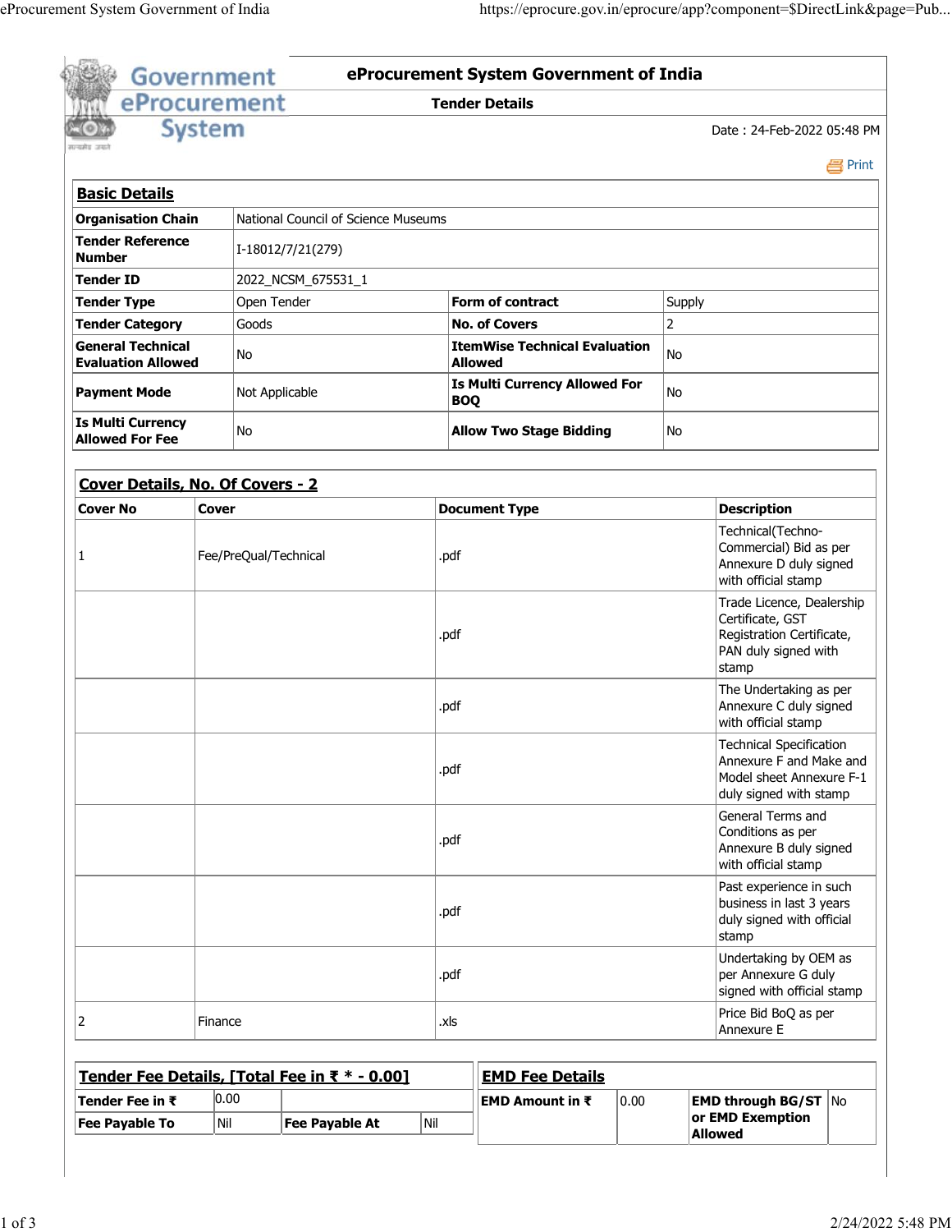# eProcurement System Government of India

## Tender Details

Date : 24-Feb-2022 05:48 PM

### Basic Details

| | | | |
|---|---|---|---|
| **Organisation Chain** | National Council of Science Museums | | |
| **Tender Reference Number** | I-18012/7/21(279) | | |
| **Tender ID** | 2022_NCSM_675531_1 | | |
| **Tender Type** | Open Tender | **Form of contract** | Supply |
| **Tender Category** | Goods | **No. of Covers** | 2 |
| **General Technical Evaluation Allowed** | No | **ItemWise Technical Evaluation Allowed** | No |
| **Payment Mode** | Not Applicable | **Is Multi Currency Allowed For BOQ** | No |
| **Is Multi Currency Allowed For Fee** | No | **Allow Two Stage Bidding** | No |

### Cover Details, No. Of Covers - 2

| Cover No | Cover | Document Type | Description |
|---|---|---|---|
| 1 | Fee/PreQual/Technical | .pdf | Technical(Techno-Commercial) Bid as per Annexure D duly signed with official stamp |
| | | .pdf | Trade Licence, Dealership Certificate, GST Registration Certificate, PAN duly signed with stamp |
| | | .pdf | The Undertaking as per Annexure C duly signed with official stamp |
| | | .pdf | Technical Specification Annexure F and Make and Model sheet Annexure F-1 duly signed with stamp |
| | | .pdf | General Terms and Conditions as per Annexure B duly signed with official stamp |
| | | .pdf | Past experience in such business in last 3 years duly signed with official stamp |
| | | .pdf | Undertaking by OEM as per Annexure G duly signed with official stamp |
| 2 | Finance | .xls | Price Bid BoQ as per Annexure E |

### Tender Fee Details, [Total Fee in ₹ * - 0.00]

| | | | |
|---|---|---|---|
| **Tender Fee in ₹** | 0.00 | | |
| **Fee Payable To** | Nil | **Fee Payable At** | Nil |

### EMD Fee Details

| | | | |
|---|---|---|---|
| **EMD Amount in ₹** | 0.00 | **EMD through BG/ST or EMD Exemption Allowed** | No |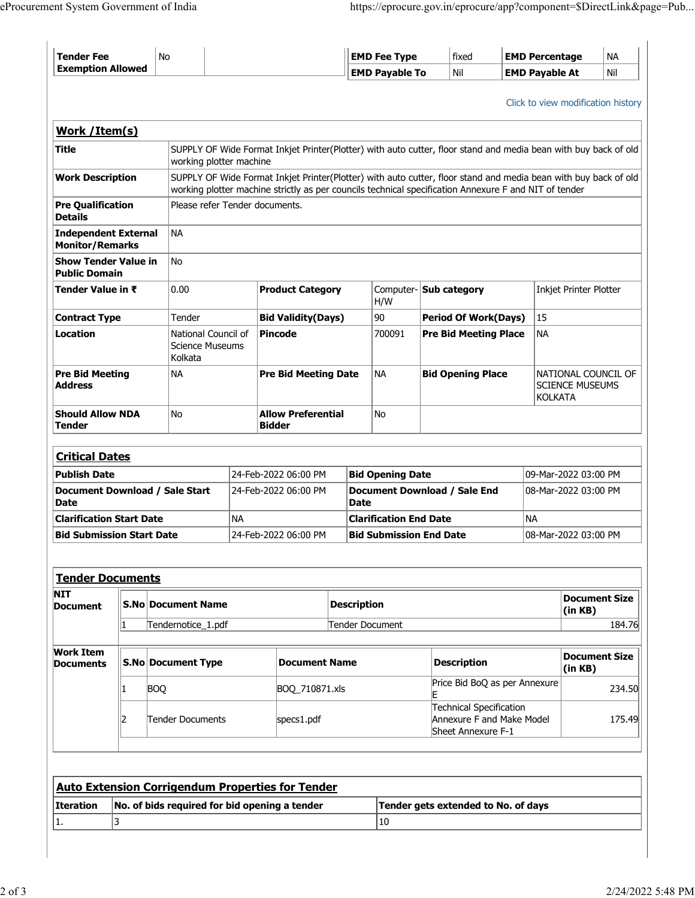| Tender Fee Exemption Allowed | No | | EMD Fee Type | fixed | EMD Percentage | NA |
|---|---|---|---|---|---|---|
| | | | EMD Payable To | Nil | EMD Payable At | Nil |

Click to view modification history

## Work /Item(s)

| | | | | | |
|---|---|---|---|---|---|
| **Title** | SUPPLY OF Wide Format Inkjet Printer(Plotter) with auto cutter, floor stand and media bean with buy back of old working plotter machine | | | | |
| **Work Description** | SUPPLY OF Wide Format Inkjet Printer(Plotter) with auto cutter, floor stand and media bean with buy back of old working plotter machine strictly as per councils technical specification Annexure F and NIT of tender | | | | |
| **Pre Qualification Details** | Please refer Tender documents. | | | | |
| **Independent External Monitor/Remarks** | NA | | | | |
| **Show Tender Value in Public Domain** | No | | | | |
| **Tender Value in ₹** | 0.00 | **Product Category** | Computer-H/W | **Sub category** | Inkjet Printer Plotter |
| **Contract Type** | Tender | **Bid Validity(Days)** | 90 | **Period Of Work(Days)** | 15 |
| **Location** | National Council of Science Museums Kolkata | **Pincode** | 700091 | **Pre Bid Meeting Place** | NA |
| **Pre Bid Meeting Address** | NA | **Pre Bid Meeting Date** | NA | **Bid Opening Place** | NATIONAL COUNCIL OF SCIENCE MUSEUMS KOLKATA |
| **Should Allow NDA Tender** | No | **Allow Preferential Bidder** | No | | |

## Critical Dates

| | | | |
|---|---|---|---|
| **Publish Date** | 24-Feb-2022 06:00 PM | **Bid Opening Date** | 09-Mar-2022 03:00 PM |
| **Document Download / Sale Start Date** | 24-Feb-2022 06:00 PM | **Document Download / Sale End Date** | 08-Mar-2022 03:00 PM |
| **Clarification Start Date** | NA | **Clarification End Date** | NA |
| **Bid Submission Start Date** | 24-Feb-2022 06:00 PM | **Bid Submission End Date** | 08-Mar-2022 03:00 PM |

## Tender Documents

**NIT Document**

| S.No | Document Name | Description | Document Size (in KB) |
|---|---|---|---|
| 1 | Tendernotice_1.pdf | Tender Document | 184.76 |

**Work Item Documents**

| S.No | Document Type | Document Name | Description | Document Size (in KB) |
|---|---|---|---|---|
| 1 | BOQ | BOQ_710871.xls | Price Bid BoQ as per Annexure E | 234.50 |
| 2 | Tender Documents | specs1.pdf | Technical Specification Annexure F and Make Model Sheet Annexure F-1 | 175.49 |

## Auto Extension Corrigendum Properties for Tender

| Iteration | No. of bids required for bid opening a tender | Tender gets extended to No. of days |
|---|---|---|
| 1. | 3 | 10 |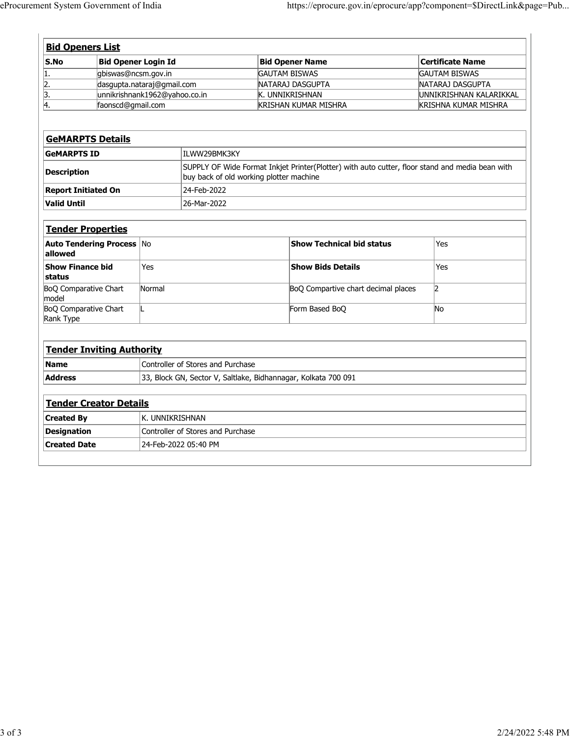### Bid Openers List

| S.No | Bid Opener Login Id | Bid Opener Name | Certificate Name |
|---|---|---|---|
| 1. | gbiswas@ncsm.gov.in | GAUTAM BISWAS | GAUTAM BISWAS |
| 2. | dasgupta.nataraj@gmail.com | NATARAJ DASGUPTA | NATARAJ DASGUPTA |
| 3. | unnikrishnank1962@yahoo.co.in | K. UNNIKRISHNAN | UNNIKRISHNAN KALARIKKAL |
| 4. | faonscd@gmail.com | KRISHAN KUMAR MISHRA | KRISHNA KUMAR MISHRA |

### GeMARPTS Details

| | |
|---|---|
| **GeMARPTS ID** | ILWW29BMK3KY |
| **Description** | SUPPLY OF Wide Format Inkjet Printer(Plotter) with auto cutter, floor stand and media bean with buy back of old working plotter machine |
| **Report Initiated On** | 24-Feb-2022 |
| **Valid Until** | 26-Mar-2022 |

### Tender Properties

| | | | |
|---|---|---|---|
| **Auto Tendering Process allowed** | No | **Show Technical bid status** | Yes |
| **Show Finance bid status** | Yes | **Show Bids Details** | Yes |
| BoQ Comparative Chart model | Normal | BoQ Compartive chart decimal places | 2 |
| BoQ Comparative Chart Rank Type | L | Form Based BoQ | No |

### Tender Inviting Authority

| | |
|---|---|
| **Name** | Controller of Stores and Purchase |
| **Address** | 33, Block GN, Sector V, Saltlake, Bidhannagar, Kolkata 700 091 |

### Tender Creator Details

| | |
|---|---|
| **Created By** | K. UNNIKRISHNAN |
| **Designation** | Controller of Stores and Purchase |
| **Created Date** | 24-Feb-2022 05:40 PM |